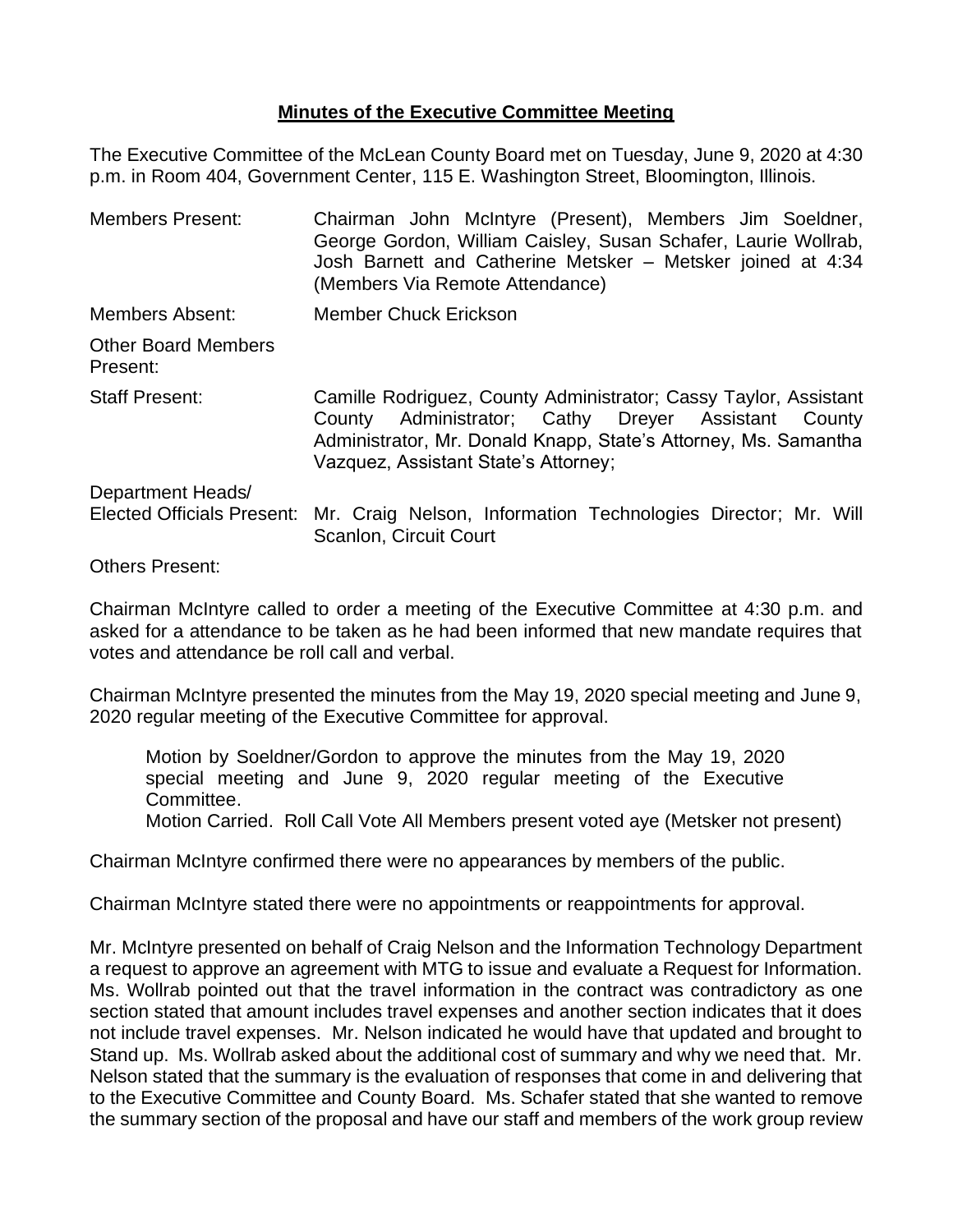# Minutes of the Executive Committee Meeting

The Executive Committee of the McLean County Board met on Tuesday, June 9, 2020 at 4:30 p.m. in Room 404, Government Center, 115 E. Washington Street, Bloomington, Illinois.

| | |
|---|---|
| Members Present: | Chairman John McIntyre (Present), Members Jim Soeldner, George Gordon, William Caisley, Susan Schafer, Laurie Wollrab, Josh Barnett and Catherine Metsker – Metsker joined at 4:34 (Members Via Remote Attendance) |
| Members Absent: | Member Chuck Erickson |
| Other Board Members Present: | |
| Staff Present: | Camille Rodriguez, County Administrator; Cassy Taylor, Assistant County Administrator; Cathy Dreyer Assistant County Administrator, Mr. Donald Knapp, State's Attorney, Ms. Samantha Vazquez, Assistant State's Attorney; |
| Department Heads/ Elected Officials Present: | Mr. Craig Nelson, Information Technologies Director; Mr. Will Scanlon, Circuit Court |
| Others Present: | |

Chairman McIntyre called to order a meeting of the Executive Committee at 4:30 p.m. and asked for a attendance to be taken as he had been informed that new mandate requires that votes and attendance be roll call and verbal.

Chairman McIntyre presented the minutes from the May 19, 2020 special meeting and June 9, 2020 regular meeting of the Executive Committee for approval.

> Motion by Soeldner/Gordon to approve the minutes from the May 19, 2020 special meeting and June 9, 2020 regular meeting of the Executive Committee.
> Motion Carried. Roll Call Vote All Members present voted aye (Metsker not present)

Chairman McIntyre confirmed there were no appearances by members of the public.

Chairman McIntyre stated there were no appointments or reappointments for approval.

Mr. McIntyre presented on behalf of Craig Nelson and the Information Technology Department a request to approve an agreement with MTG to issue and evaluate a Request for Information. Ms. Wollrab pointed out that the travel information in the contract was contradictory as one section stated that amount includes travel expenses and another section indicates that it does not include travel expenses. Mr. Nelson indicated he would have that updated and brought to Stand up. Ms. Wollrab asked about the additional cost of summary and why we need that. Mr. Nelson stated that the summary is the evaluation of responses that come in and delivering that to the Executive Committee and County Board. Ms. Schafer stated that she wanted to remove the summary section of the proposal and have our staff and members of the work group review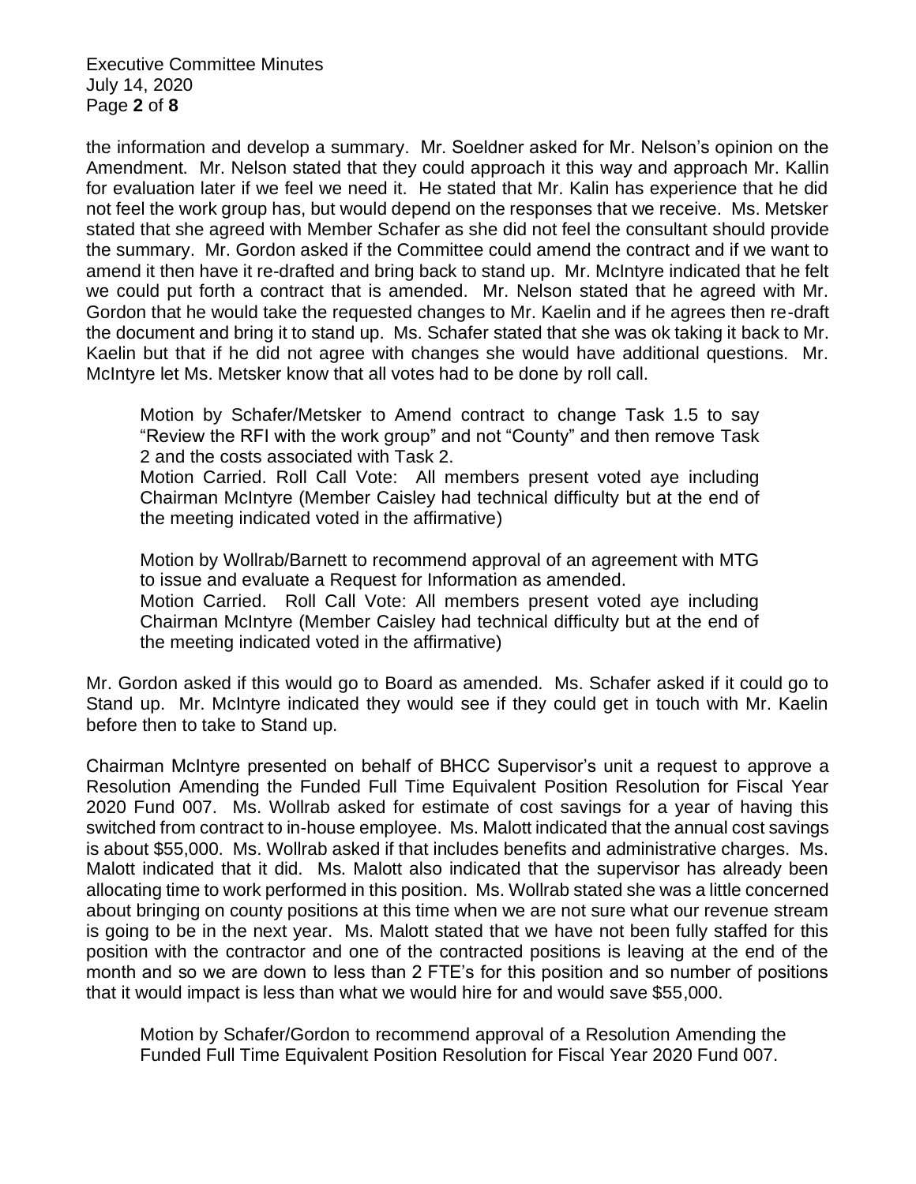the information and develop a summary. Mr. Soeldner asked for Mr. Nelson's opinion on the Amendment. Mr. Nelson stated that they could approach it this way and approach Mr. Kallin for evaluation later if we feel we need it. He stated that Mr. Kalin has experience that he did not feel the work group has, but would depend on the responses that we receive. Ms. Metsker stated that she agreed with Member Schafer as she did not feel the consultant should provide the summary. Mr. Gordon asked if the Committee could amend the contract and if we want to amend it then have it re-drafted and bring back to stand up. Mr. McIntyre indicated that he felt we could put forth a contract that is amended. Mr. Nelson stated that he agreed with Mr. Gordon that he would take the requested changes to Mr. Kaelin and if he agrees then re-draft the document and bring it to stand up. Ms. Schafer stated that she was ok taking it back to Mr. Kaelin but that if he did not agree with changes she would have additional questions. Mr. McIntyre let Ms. Metsker know that all votes had to be done by roll call.

> Motion by Schafer/Metsker to Amend contract to change Task 1.5 to say "Review the RFI with the work group" and not "County" and then remove Task 2 and the costs associated with Task 2.
> Motion Carried. Roll Call Vote: All members present voted aye including Chairman McIntyre (Member Caisley had technical difficulty but at the end of the meeting indicated voted in the affirmative)

> Motion by Wollrab/Barnett to recommend approval of an agreement with MTG to issue and evaluate a Request for Information as amended.
> Motion Carried. Roll Call Vote: All members present voted aye including Chairman McIntyre (Member Caisley had technical difficulty but at the end of the meeting indicated voted in the affirmative)

Mr. Gordon asked if this would go to Board as amended. Ms. Schafer asked if it could go to Stand up. Mr. McIntyre indicated they would see if they could get in touch with Mr. Kaelin before then to take to Stand up.

Chairman McIntyre presented on behalf of BHCC Supervisor's unit a request to approve a Resolution Amending the Funded Full Time Equivalent Position Resolution for Fiscal Year 2020 Fund 007. Ms. Wollrab asked for estimate of cost savings for a year of having this switched from contract to in-house employee. Ms. Malott indicated that the annual cost savings is about $55,000. Ms. Wollrab asked if that includes benefits and administrative charges. Ms. Malott indicated that it did. Ms. Malott also indicated that the supervisor has already been allocating time to work performed in this position. Ms. Wollrab stated she was a little concerned about bringing on county positions at this time when we are not sure what our revenue stream is going to be in the next year. Ms. Malott stated that we have not been fully staffed for this position with the contractor and one of the contracted positions is leaving at the end of the month and so we are down to less than 2 FTE's for this position and so number of positions that it would impact is less than what we would hire for and would save $55,000.

> Motion by Schafer/Gordon to recommend approval of a Resolution Amending the Funded Full Time Equivalent Position Resolution for Fiscal Year 2020 Fund 007.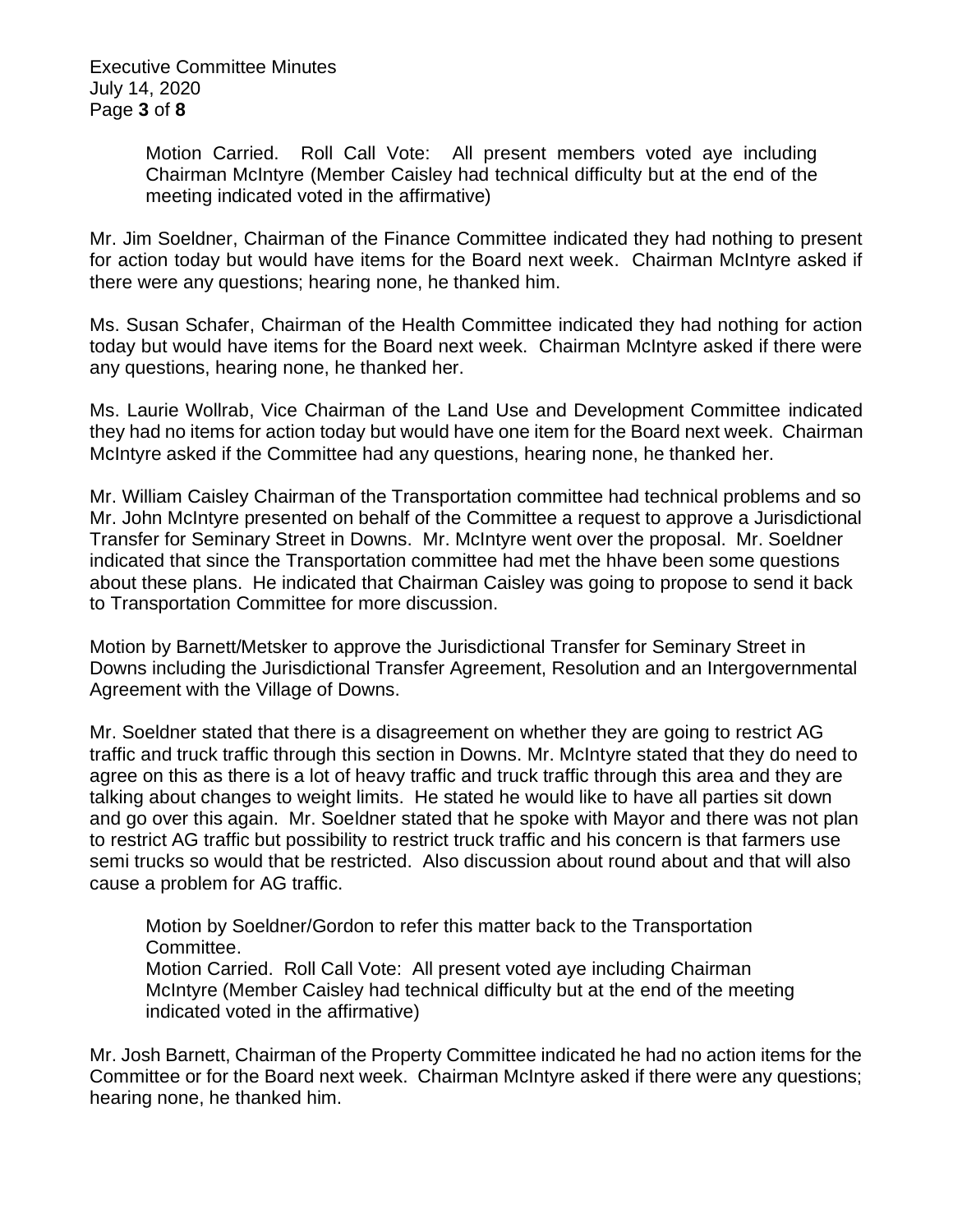Motion Carried. Roll Call Vote: All present members voted aye including Chairman McIntyre (Member Caisley had technical difficulty but at the end of the meeting indicated voted in the affirmative)

Mr. Jim Soeldner, Chairman of the Finance Committee indicated they had nothing to present for action today but would have items for the Board next week. Chairman McIntyre asked if there were any questions; hearing none, he thanked him.

Ms. Susan Schafer, Chairman of the Health Committee indicated they had nothing for action today but would have items for the Board next week. Chairman McIntyre asked if there were any questions, hearing none, he thanked her.

Ms. Laurie Wollrab, Vice Chairman of the Land Use and Development Committee indicated they had no items for action today but would have one item for the Board next week. Chairman McIntyre asked if the Committee had any questions, hearing none, he thanked her.

Mr. William Caisley Chairman of the Transportation committee had technical problems and so Mr. John McIntyre presented on behalf of the Committee a request to approve a Jurisdictional Transfer for Seminary Street in Downs. Mr. McIntyre went over the proposal. Mr. Soeldner indicated that since the Transportation committee had met the hhave been some questions about these plans. He indicated that Chairman Caisley was going to propose to send it back to Transportation Committee for more discussion.

Motion by Barnett/Metsker to approve the Jurisdictional Transfer for Seminary Street in Downs including the Jurisdictional Transfer Agreement, Resolution and an Intergovernmental Agreement with the Village of Downs.

Mr. Soeldner stated that there is a disagreement on whether they are going to restrict AG traffic and truck traffic through this section in Downs. Mr. McIntyre stated that they do need to agree on this as there is a lot of heavy traffic and truck traffic through this area and they are talking about changes to weight limits. He stated he would like to have all parties sit down and go over this again. Mr. Soeldner stated that he spoke with Mayor and there was not plan to restrict AG traffic but possibility to restrict truck traffic and his concern is that farmers use semi trucks so would that be restricted. Also discussion about round about and that will also cause a problem for AG traffic.

Motion by Soeldner/Gordon to refer this matter back to the Transportation Committee.
Motion Carried. Roll Call Vote: All present voted aye including Chairman McIntyre (Member Caisley had technical difficulty but at the end of the meeting indicated voted in the affirmative)

Mr. Josh Barnett, Chairman of the Property Committee indicated he had no action items for the Committee or for the Board next week. Chairman McIntyre asked if there were any questions; hearing none, he thanked him.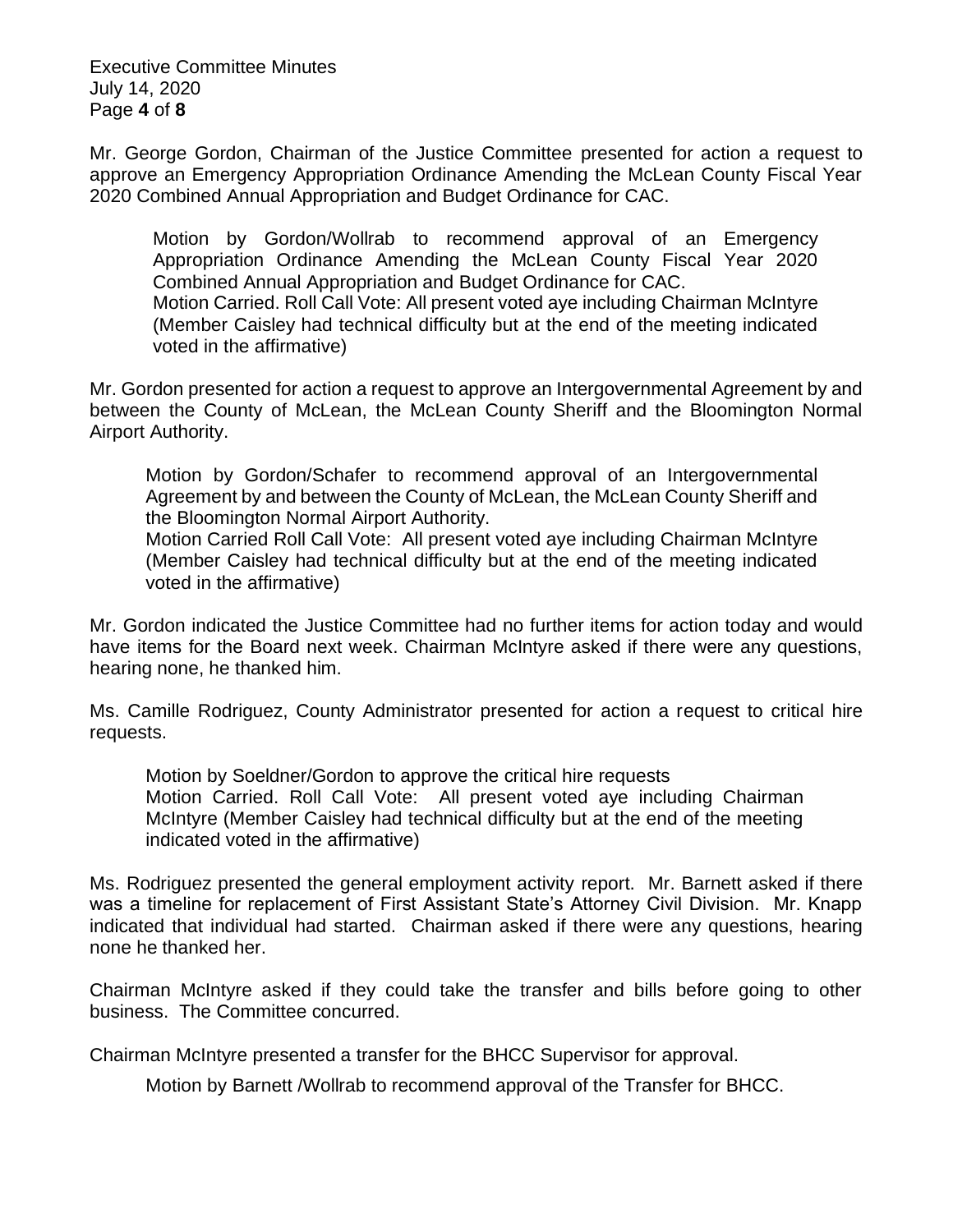Mr. George Gordon, Chairman of the Justice Committee presented for action a request to approve an Emergency Appropriation Ordinance Amending the McLean County Fiscal Year 2020 Combined Annual Appropriation and Budget Ordinance for CAC.

> Motion by Gordon/Wollrab to recommend approval of an Emergency Appropriation Ordinance Amending the McLean County Fiscal Year 2020 Combined Annual Appropriation and Budget Ordinance for CAC.
> Motion Carried. Roll Call Vote: All present voted aye including Chairman McIntyre (Member Caisley had technical difficulty but at the end of the meeting indicated voted in the affirmative)

Mr. Gordon presented for action a request to approve an Intergovernmental Agreement by and between the County of McLean, the McLean County Sheriff and the Bloomington Normal Airport Authority.

> Motion by Gordon/Schafer to recommend approval of an Intergovernmental Agreement by and between the County of McLean, the McLean County Sheriff and the Bloomington Normal Airport Authority.
> Motion Carried Roll Call Vote: All present voted aye including Chairman McIntyre (Member Caisley had technical difficulty but at the end of the meeting indicated voted in the affirmative)

Mr. Gordon indicated the Justice Committee had no further items for action today and would have items for the Board next week. Chairman McIntyre asked if there were any questions, hearing none, he thanked him.

Ms. Camille Rodriguez, County Administrator presented for action a request to critical hire requests.

> Motion by Soeldner/Gordon to approve the critical hire requests
> Motion Carried. Roll Call Vote: All present voted aye including Chairman McIntyre (Member Caisley had technical difficulty but at the end of the meeting indicated voted in the affirmative)

Ms. Rodriguez presented the general employment activity report. Mr. Barnett asked if there was a timeline for replacement of First Assistant State's Attorney Civil Division. Mr. Knapp indicated that individual had started. Chairman asked if there were any questions, hearing none he thanked her.

Chairman McIntyre asked if they could take the transfer and bills before going to other business. The Committee concurred.

Chairman McIntyre presented a transfer for the BHCC Supervisor for approval.

> Motion by Barnett /Wollrab to recommend approval of the Transfer for BHCC.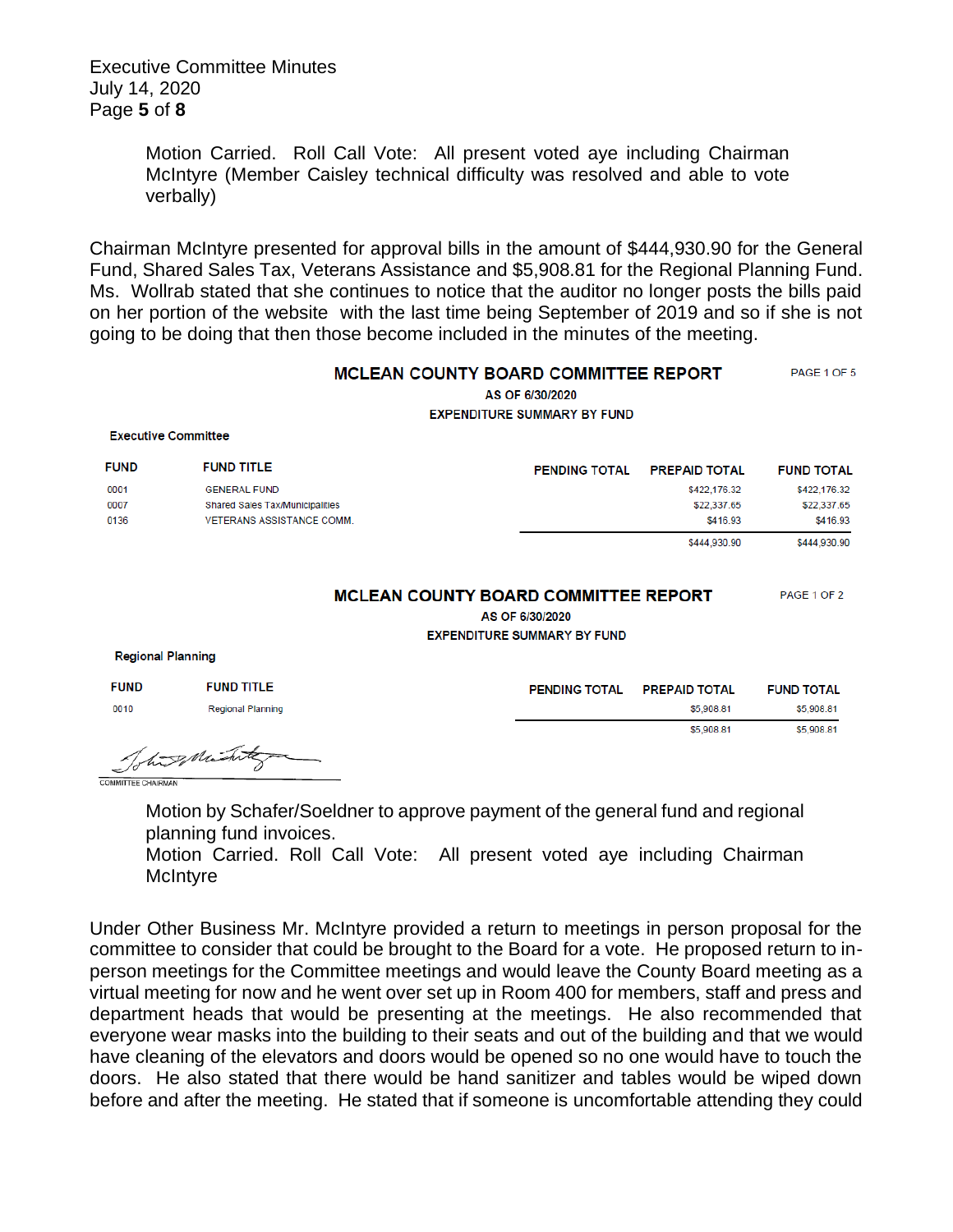Motion Carried. Roll Call Vote: All present voted aye including Chairman McIntyre (Member Caisley technical difficulty was resolved and able to vote verbally)

Chairman McIntyre presented for approval bills in the amount of $444,930.90 for the General Fund, Shared Sales Tax, Veterans Assistance and $5,908.81 for the Regional Planning Fund. Ms. Wollrab stated that she continues to notice that the auditor no longer posts the bills paid on her portion of the website with the last time being September of 2019 and so if she is not going to be doing that then those become included in the minutes of the meeting.

**MCLEAN COUNTY BOARD COMMITTEE REPORT** PAGE 1 OF 5

**AS OF 6/30/2020**

**EXPENDITURE SUMMARY BY FUND**

**Executive Committee**

| FUND | FUND TITLE | PENDING TOTAL | PREPAID TOTAL | FUND TOTAL |
|---|---|---|---|---|
| 0001 | GENERAL FUND | | $422,176.32 | $422,176.32 |
| 0007 | Shared Sales Tax/Municipalities | | $22,337.65 | $22,337.65 |
| 0136 | VETERANS ASSISTANCE COMM. | | $416.93 | $416.93 |
| | | | $444,930.90 | $444,930.90 |

**MCLEAN COUNTY BOARD COMMITTEE REPORT** PAGE 1 OF 2

**AS OF 6/30/2020**

**EXPENDITURE SUMMARY BY FUND**

**Regional Planning**

| FUND | FUND TITLE | PENDING TOTAL | PREPAID TOTAL | FUND TOTAL |
|---|---|---|---|---|
| 0010 | Regional Planning | | $5,908.81 | $5,908.81 |
| | | | $5,908.81 | $5,908.81 |

COMMITTEE CHAIRMAN

Motion by Schafer/Soeldner to approve payment of the general fund and regional planning fund invoices.
Motion Carried. Roll Call Vote: All present voted aye including Chairman McIntyre

Under Other Business Mr. McIntyre provided a return to meetings in person proposal for the committee to consider that could be brought to the Board for a vote. He proposed return to in-person meetings for the Committee meetings and would leave the County Board meeting as a virtual meeting for now and he went over set up in Room 400 for members, staff and press and department heads that would be presenting at the meetings. He also recommended that everyone wear masks into the building to their seats and out of the building and that we would have cleaning of the elevators and doors would be opened so no one would have to touch the doors. He also stated that there would be hand sanitizer and tables would be wiped down before and after the meeting. He stated that if someone is uncomfortable attending they could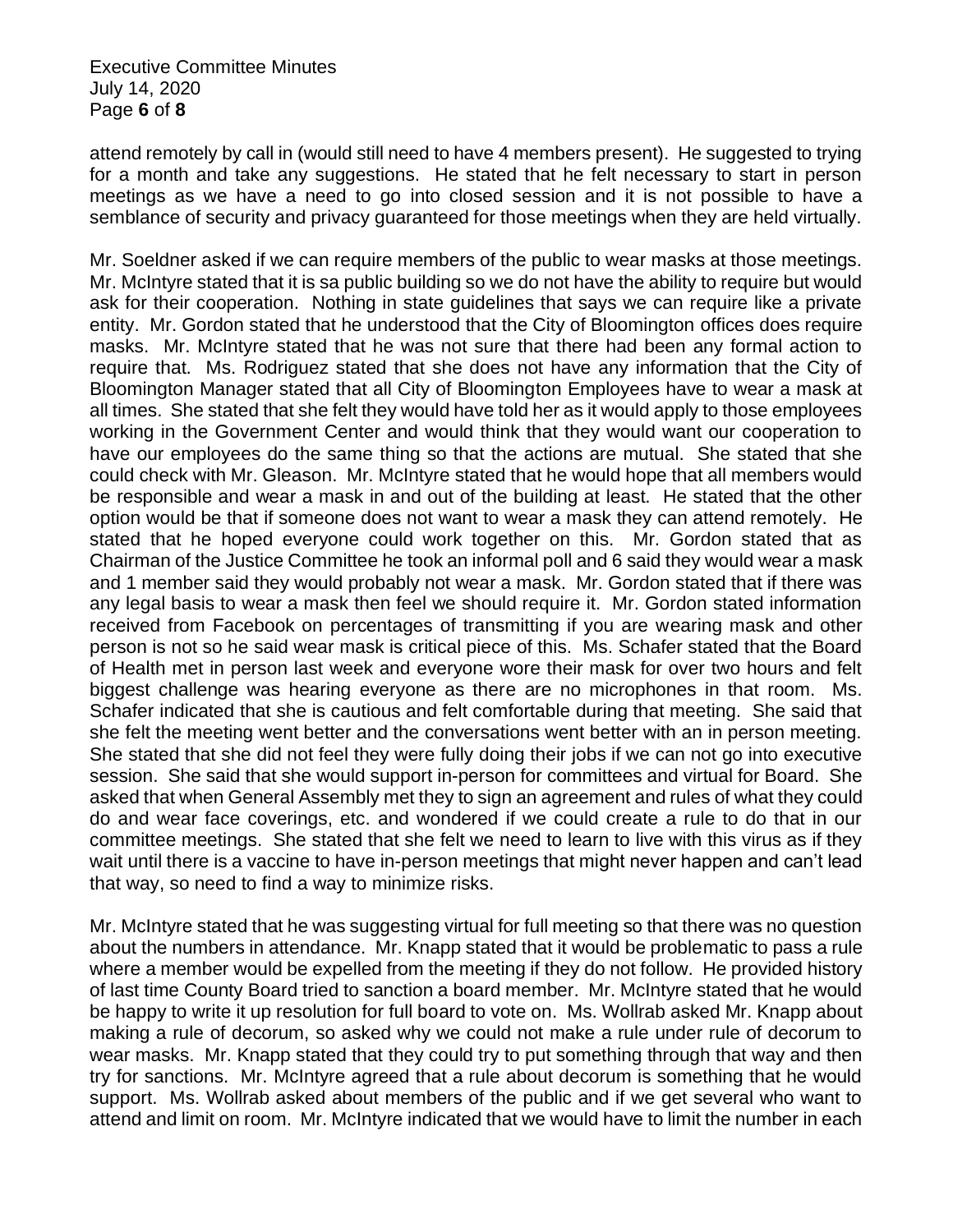attend remotely by call in (would still need to have 4 members present). He suggested to trying for a month and take any suggestions. He stated that he felt necessary to start in person meetings as we have a need to go into closed session and it is not possible to have a semblance of security and privacy guaranteed for those meetings when they are held virtually.

Mr. Soeldner asked if we can require members of the public to wear masks at those meetings. Mr. McIntyre stated that it is sa public building so we do not have the ability to require but would ask for their cooperation. Nothing in state guidelines that says we can require like a private entity. Mr. Gordon stated that he understood that the City of Bloomington offices does require masks. Mr. McIntyre stated that he was not sure that there had been any formal action to require that. Ms. Rodriguez stated that she does not have any information that the City of Bloomington Manager stated that all City of Bloomington Employees have to wear a mask at all times. She stated that she felt they would have told her as it would apply to those employees working in the Government Center and would think that they would want our cooperation to have our employees do the same thing so that the actions are mutual. She stated that she could check with Mr. Gleason. Mr. McIntyre stated that he would hope that all members would be responsible and wear a mask in and out of the building at least. He stated that the other option would be that if someone does not want to wear a mask they can attend remotely. He stated that he hoped everyone could work together on this. Mr. Gordon stated that as Chairman of the Justice Committee he took an informal poll and 6 said they would wear a mask and 1 member said they would probably not wear a mask. Mr. Gordon stated that if there was any legal basis to wear a mask then feel we should require it. Mr. Gordon stated information received from Facebook on percentages of transmitting if you are wearing mask and other person is not so he said wear mask is critical piece of this. Ms. Schafer stated that the Board of Health met in person last week and everyone wore their mask for over two hours and felt biggest challenge was hearing everyone as there are no microphones in that room. Ms. Schafer indicated that she is cautious and felt comfortable during that meeting. She said that she felt the meeting went better and the conversations went better with an in person meeting. She stated that she did not feel they were fully doing their jobs if we can not go into executive session. She said that she would support in-person for committees and virtual for Board. She asked that when General Assembly met they to sign an agreement and rules of what they could do and wear face coverings, etc. and wondered if we could create a rule to do that in our committee meetings. She stated that she felt we need to learn to live with this virus as if they wait until there is a vaccine to have in-person meetings that might never happen and can't lead that way, so need to find a way to minimize risks.

Mr. McIntyre stated that he was suggesting virtual for full meeting so that there was no question about the numbers in attendance. Mr. Knapp stated that it would be problematic to pass a rule where a member would be expelled from the meeting if they do not follow. He provided history of last time County Board tried to sanction a board member. Mr. McIntyre stated that he would be happy to write it up resolution for full board to vote on. Ms. Wollrab asked Mr. Knapp about making a rule of decorum, so asked why we could not make a rule under rule of decorum to wear masks. Mr. Knapp stated that they could try to put something through that way and then try for sanctions. Mr. McIntyre agreed that a rule about decorum is something that he would support. Ms. Wollrab asked about members of the public and if we get several who want to attend and limit on room. Mr. McIntyre indicated that we would have to limit the number in each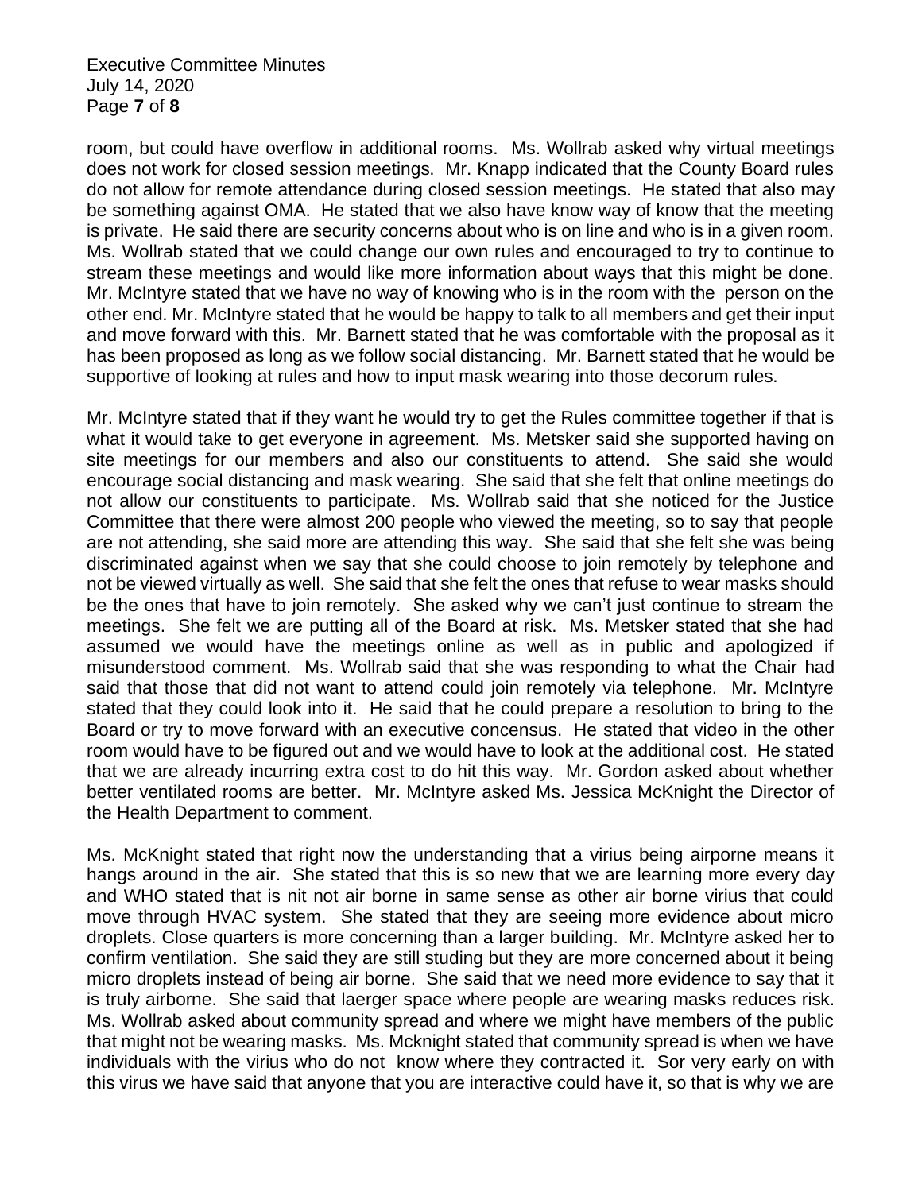room, but could have overflow in additional rooms. Ms. Wollrab asked why virtual meetings does not work for closed session meetings. Mr. Knapp indicated that the County Board rules do not allow for remote attendance during closed session meetings. He stated that also may be something against OMA. He stated that we also have know way of know that the meeting is private. He said there are security concerns about who is on line and who is in a given room. Ms. Wollrab stated that we could change our own rules and encouraged to try to continue to stream these meetings and would like more information about ways that this might be done. Mr. McIntyre stated that we have no way of knowing who is in the room with the person on the other end. Mr. McIntyre stated that he would be happy to talk to all members and get their input and move forward with this. Mr. Barnett stated that he was comfortable with the proposal as it has been proposed as long as we follow social distancing. Mr. Barnett stated that he would be supportive of looking at rules and how to input mask wearing into those decorum rules.

Mr. McIntyre stated that if they want he would try to get the Rules committee together if that is what it would take to get everyone in agreement. Ms. Metsker said she supported having on site meetings for our members and also our constituents to attend. She said she would encourage social distancing and mask wearing. She said that she felt that online meetings do not allow our constituents to participate. Ms. Wollrab said that she noticed for the Justice Committee that there were almost 200 people who viewed the meeting, so to say that people are not attending, she said more are attending this way. She said that she felt she was being discriminated against when we say that she could choose to join remotely by telephone and not be viewed virtually as well. She said that she felt the ones that refuse to wear masks should be the ones that have to join remotely. She asked why we can't just continue to stream the meetings. She felt we are putting all of the Board at risk. Ms. Metsker stated that she had assumed we would have the meetings online as well as in public and apologized if misunderstood comment. Ms. Wollrab said that she was responding to what the Chair had said that those that did not want to attend could join remotely via telephone. Mr. McIntyre stated that they could look into it. He said that he could prepare a resolution to bring to the Board or try to move forward with an executive concensus. He stated that video in the other room would have to be figured out and we would have to look at the additional cost. He stated that we are already incurring extra cost to do hit this way. Mr. Gordon asked about whether better ventilated rooms are better. Mr. McIntyre asked Ms. Jessica McKnight the Director of the Health Department to comment.

Ms. McKnight stated that right now the understanding that a virius being airporne means it hangs around in the air. She stated that this is so new that we are learning more every day and WHO stated that is nit not air borne in same sense as other air borne virius that could move through HVAC system. She stated that they are seeing more evidence about micro droplets. Close quarters is more concerning than a larger building. Mr. McIntyre asked her to confirm ventilation. She said they are still studing but they are more concerned about it being micro droplets instead of being air borne. She said that we need more evidence to say that it is truly airborne. She said that laerger space where people are wearing masks reduces risk. Ms. Wollrab asked about community spread and where we might have members of the public that might not be wearing masks. Ms. Mcknight stated that community spread is when we have individuals with the virius who do not know where they contracted it. Sor very early on with this virus we have said that anyone that you are interactive could have it, so that is why we are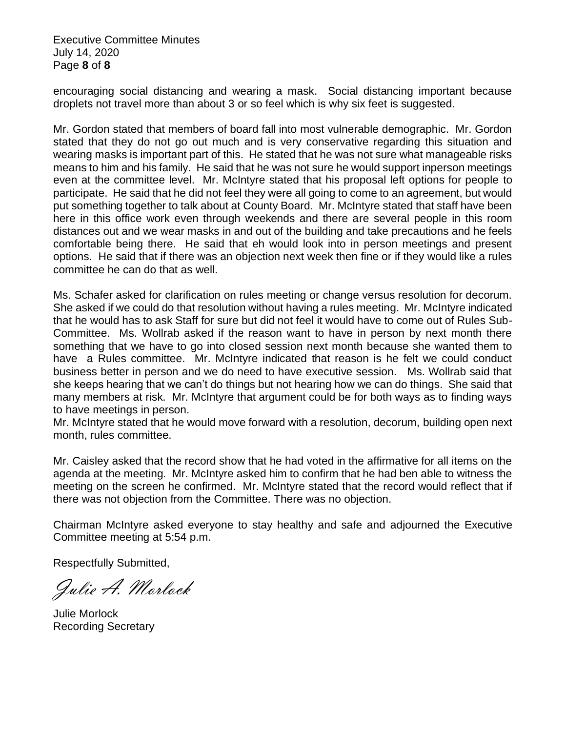encouraging social distancing and wearing a mask. Social distancing important because droplets not travel more than about 3 or so feel which is why six feet is suggested.

Mr. Gordon stated that members of board fall into most vulnerable demographic. Mr. Gordon stated that they do not go out much and is very conservative regarding this situation and wearing masks is important part of this. He stated that he was not sure what manageable risks means to him and his family. He said that he was not sure he would support inperson meetings even at the committee level. Mr. McIntyre stated that his proposal left options for people to participate. He said that he did not feel they were all going to come to an agreement, but would put something together to talk about at County Board. Mr. McIntyre stated that staff have been here in this office work even through weekends and there are several people in this room distances out and we wear masks in and out of the building and take precautions and he feels comfortable being there. He said that eh would look into in person meetings and present options. He said that if there was an objection next week then fine or if they would like a rules committee he can do that as well.

Ms. Schafer asked for clarification on rules meeting or change versus resolution for decorum. She asked if we could do that resolution without having a rules meeting. Mr. McIntyre indicated that he would has to ask Staff for sure but did not feel it would have to come out of Rules Sub-Committee. Ms. Wollrab asked if the reason want to have in person by next month there something that we have to go into closed session next month because she wanted them to have a Rules committee. Mr. McIntyre indicated that reason is he felt we could conduct business better in person and we do need to have executive session. Ms. Wollrab said that she keeps hearing that we can't do things but not hearing how we can do things. She said that many members at risk. Mr. McIntyre that argument could be for both ways as to finding ways to have meetings in person.

Mr. McIntyre stated that he would move forward with a resolution, decorum, building open next month, rules committee.

Mr. Caisley asked that the record show that he had voted in the affirmative for all items on the agenda at the meeting. Mr. McIntyre asked him to confirm that he had ben able to witness the meeting on the screen he confirmed. Mr. McIntyre stated that the record would reflect that if there was not objection from the Committee. There was no objection.

Chairman McIntyre asked everyone to stay healthy and safe and adjourned the Executive Committee meeting at 5:54 p.m.

Respectfully Submitted,

*Julie A. Morlock*

Julie Morlock
Recording Secretary